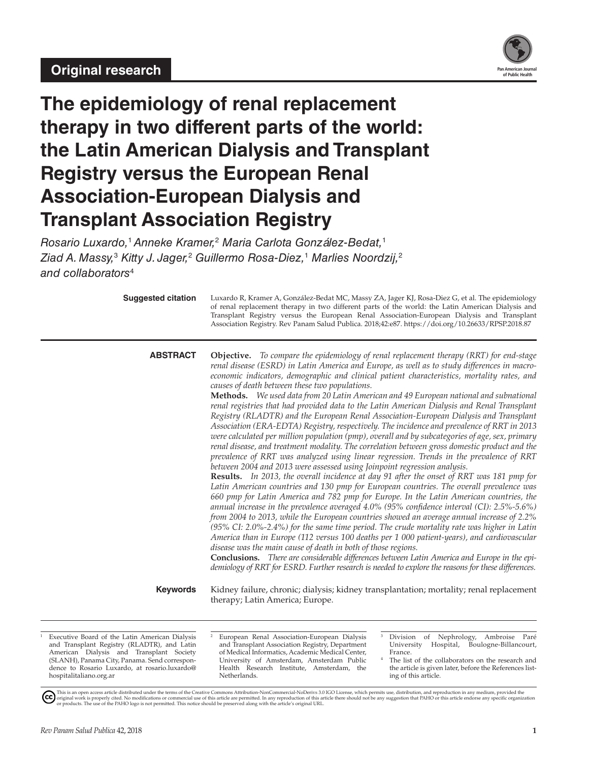**Original research**

# The epidemiology of renal replacement therapy in two different parts of the world: the Latin American Dialysis and Transplant Registry versus the European Renal Association-European Dialysis and Transplant Association Registry

*Rosario Luxardo,[1] Anneke Kramer,[2] Maria Carlota González-Bedat,[1] Ziad A. Massy,[3] Kitty J. Jager,[2] Guillermo Rosa-Diez,[1] Marlies Noordzij,[2] and collaborators[4]*

**Suggested citation** Luxardo R, Kramer A, González-Bedat MC, Massy ZA, Jager KJ, Rosa-Diez G, et al. The epidemiology of renal replacement therapy in two different parts of the world: the Latin American Dialysis and Transplant Registry versus the European Renal Association-European Dialysis and Transplant Association Registry. Rev Panam Salud Publica. 2018;42:e87. https://doi.org/10.26633/RPSP.2018.87

## ABSTRACT

**Objective.** *To compare the epidemiology of renal replacement therapy (RRT) for end-stage renal disease (ESRD) in Latin America and Europe, as well as to study differences in macroeconomic indicators, demographic and clinical patient characteristics, mortality rates, and causes of death between these two populations.*

**Methods.** *We used data from 20 Latin American and 49 European national and subnational renal registries that had provided data to the Latin American Dialysis and Renal Transplant Registry (RLADTR) and the European Renal Association-European Dialysis and Transplant Association (ERA-EDTA) Registry, respectively. The incidence and prevalence of RRT in 2013 were calculated per million population (pmp), overall and by subcategories of age, sex, primary renal disease, and treatment modality. The correlation between gross domestic product and the prevalence of RRT was analyzed using linear regression. Trends in the prevalence of RRT between 2004 and 2013 were assessed using Joinpoint regression analysis.*

**Results.** *In 2013, the overall incidence at day 91 after the onset of RRT was 181 pmp for Latin American countries and 130 pmp for European countries. The overall prevalence was 660 pmp for Latin America and 782 pmp for Europe. In the Latin American countries, the annual increase in the prevalence averaged 4.0% (95% confidence interval (CI): 2.5%-5.6%) from 2004 to 2013, while the European countries showed an average annual increase of 2.2% (95% CI: 2.0%-2.4%) for the same time period. The crude mortality rate was higher in Latin America than in Europe (112 versus 100 deaths per 1 000 patient-years), and cardiovascular disease was the main cause of death in both of those regions.*

**Conclusions.** *There are considerable differences between Latin America and Europe in the epidemiology of RRT for ESRD. Further research is needed to explore the reasons for these differences.*

**Keywords** Kidney failure, chronic; dialysis; kidney transplantation; mortality; renal replacement therapy; Latin America; Europe.

---

[1] Executive Board of the Latin American Dialysis and Transplant Registry (RLADTR), and Latin American Dialysis and Transplant Society (SLANH), Panama City, Panama. Send correspondence to Rosario Luxardo, at rosario.luxardo@hospitalitaliano.org.ar

[2] European Renal Association-European Dialysis and Transplant Association Registry, Department of Medical Informatics, Academic Medical Center, University of Amsterdam, Amsterdam Public Health Research Institute, Amsterdam, the Netherlands.

[3] Division of Nephrology, Ambroise Paré University Hospital, Boulogne-Billancourt, France.

[4] The list of the collaborators on the research and the article is given later, before the References listing of this article.

This is an open access article distributed under the terms of the Creative Commons Attribution-NonCommercial-NoDerivs 3.0 IGO License, which permits use, distribution, and reproduction in any medium, provided the original work is properly cited. No modifications or commercial use of this article are permitted. In any reproduction of this article there should not be any suggestion that PAHO or this article endorse any specific organization or products. The use of the PAHO logo is not permitted. This notice should be preserved along with the article's original URL.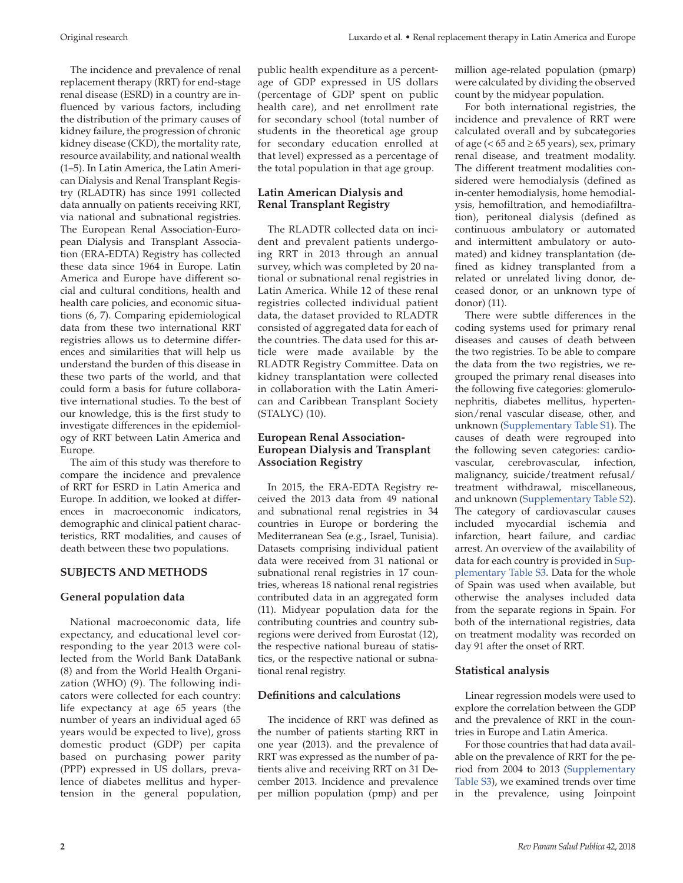The incidence and prevalence of renal replacement therapy (RRT) for end-stage renal disease (ESRD) in a country are influenced by various factors, including the distribution of the primary causes of kidney failure, the progression of chronic kidney disease (CKD), the mortality rate, resource availability, and national wealth (1–5). In Latin America, the Latin American Dialysis and Renal Transplant Registry (RLADTR) has since 1991 collected data annually on patients receiving RRT, via national and subnational registries. The European Renal Association-European Dialysis and Transplant Association (ERA-EDTA) Registry has collected these data since 1964 in Europe. Latin America and Europe have different social and cultural conditions, health and health care policies, and economic situations (6, 7). Comparing epidemiological data from these two international RRT registries allows us to determine differences and similarities that will help us understand the burden of this disease in these two parts of the world, and that could form a basis for future collaborative international studies. To the best of our knowledge, this is the first study to investigate differences in the epidemiology of RRT between Latin America and Europe.

The aim of this study was therefore to compare the incidence and prevalence of RRT for ESRD in Latin America and Europe. In addition, we looked at differences in macroeconomic indicators, demographic and clinical patient characteristics, RRT modalities, and causes of death between these two populations.

## SUBJECTS AND METHODS

### General population data

National macroeconomic data, life expectancy, and educational level corresponding to the year 2013 were collected from the World Bank DataBank (8) and from the World Health Organization (WHO) (9). The following indicators were collected for each country: life expectancy at age 65 years (the number of years an individual aged 65 years would be expected to live), gross domestic product (GDP) per capita based on purchasing power parity (PPP) expressed in US dollars, prevalence of diabetes mellitus and hypertension in the general population, public health expenditure as a percentage of GDP expressed in US dollars (percentage of GDP spent on public health care), and net enrollment rate for secondary school (total number of students in the theoretical age group for secondary education enrolled at that level) expressed as a percentage of the total population in that age group.

### Latin American Dialysis and Renal Transplant Registry

The RLADTR collected data on incident and prevalent patients undergoing RRT in 2013 through an annual survey, which was completed by 20 national or subnational renal registries in Latin America. While 12 of these renal registries collected individual patient data, the dataset provided to RLADTR consisted of aggregated data for each of the countries. The data used for this article were made available by the RLADTR Registry Committee. Data on kidney transplantation were collected in collaboration with the Latin American and Caribbean Transplant Society (STALYC) (10).

### European Renal Association-European Dialysis and Transplant Association Registry

In 2015, the ERA-EDTA Registry received the 2013 data from 49 national and subnational renal registries in 34 countries in Europe or bordering the Mediterranean Sea (e.g., Israel, Tunisia). Datasets comprising individual patient data were received from 31 national or subnational renal registries in 17 countries, whereas 18 national renal registries contributed data in an aggregated form (11). Midyear population data for the contributing countries and country subregions were derived from Eurostat (12), the respective national bureau of statistics, or the respective national or subnational renal registry.

### Definitions and calculations

The incidence of RRT was defined as the number of patients starting RRT in one year (2013). and the prevalence of RRT was expressed as the number of patients alive and receiving RRT on 31 December 2013. Incidence and prevalence per million population (pmp) and per million age-related population (pmarp) were calculated by dividing the observed count by the midyear population.

For both international registries, the incidence and prevalence of RRT were calculated overall and by subcategories of age (< 65 and ≥ 65 years), sex, primary renal disease, and treatment modality. The different treatment modalities considered were hemodialysis (defined as in-center hemodialysis, home hemodialysis, hemofiltration, and hemodiafiltration), peritoneal dialysis (defined as continuous ambulatory or automated and intermittent ambulatory or automated) and kidney transplantation (defined as kidney transplanted from a related or unrelated living donor, deceased donor, or an unknown type of donor) (11).

There were subtle differences in the coding systems used for primary renal diseases and causes of death between the two registries. To be able to compare the data from the two registries, we regrouped the primary renal diseases into the following five categories: glomerulonephritis, diabetes mellitus, hypertension/renal vascular disease, other, and unknown (Supplementary Table S1). The causes of death were regrouped into the following seven categories: cardiovascular, cerebrovascular, infection, malignancy, suicide/treatment refusal/treatment withdrawal, miscellaneous, and unknown (Supplementary Table S2). The category of cardiovascular causes included myocardial ischemia and infarction, heart failure, and cardiac arrest. An overview of the availability of data for each country is provided in Supplementary Table S3. Data for the whole of Spain was used when available, but otherwise the analyses included data from the separate regions in Spain. For both of the international registries, data on treatment modality was recorded on day 91 after the onset of RRT.

### Statistical analysis

Linear regression models were used to explore the correlation between the GDP and the prevalence of RRT in the countries in Europe and Latin America.

For those countries that had data available on the prevalence of RRT for the period from 2004 to 2013 (Supplementary Table S3), we examined trends over time in the prevalence, using Joinpoint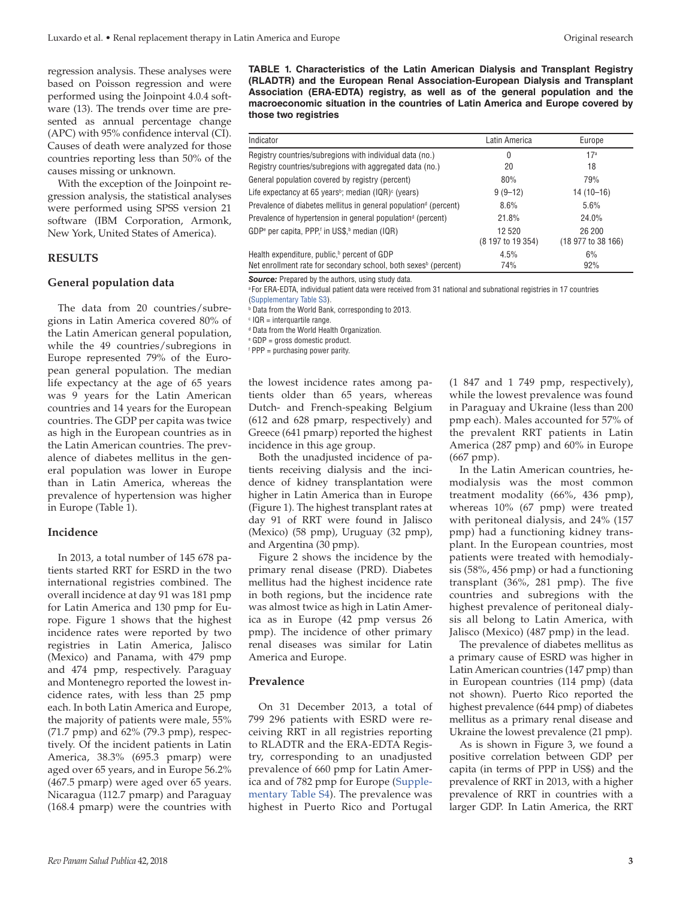regression analysis. These analyses were based on Poisson regression and were performed using the Joinpoint 4.0.4 software (13). The trends over time are presented as annual percentage change (APC) with 95% confidence interval (CI). Causes of death were analyzed for those countries reporting less than 50% of the causes missing or unknown.

With the exception of the Joinpoint regression analysis, the statistical analyses were performed using SPSS version 21 software (IBM Corporation, Armonk, New York, United States of America).

## RESULTS

### General population data

The data from 20 countries/subregions in Latin America covered 80% of the Latin American general population, while the 49 countries/subregions in Europe represented 79% of the European general population. The median life expectancy at the age of 65 years was 9 years for the Latin American countries and 14 years for the European countries. The GDP per capita was twice as high in the European countries as in the Latin American countries. The prevalence of diabetes mellitus in the general population was lower in Europe than in Latin America, whereas the prevalence of hypertension was higher in Europe (Table 1).

**TABLE 1. Characteristics of the Latin American Dialysis and Transplant Registry (RLADTR) and the European Renal Association-European Dialysis and Transplant Association (ERA-EDTA) registry, as well as of the general population and the macroeconomic situation in the countries of Latin America and Europe covered by those two registries**

| Indicator | Latin America | Europe |
|---|---|---|
| Registry countries/subregions with individual data (no.) | 0 | 17[a] |
| Registry countries/subregions with aggregated data (no.) | 20 | 18 |
| General population covered by registry (percent) | 80% | 79% |
| Life expectancy at 65 years[b]; median (IQR)[c] (years) | 9 (9–12) | 14 (10–16) |
| Prevalence of diabetes mellitus in general population[d] (percent) | 8.6% | 5.6% |
| Prevalence of hypertension in general population[d] (percent) | 21.8% | 24.0% |
| GDP[e] per capita, PPP,[f] in US$,[b] median (IQR) | 12 520 (8 197 to 19 354) | 26 200 (18 977 to 38 166) |
| Health expenditure, public,[b] percent of GDP | 4.5% | 6% |
| Net enrollment rate for secondary school, both sexes[b] (percent) | 74% | 92% |

*Source:* Prepared by the authors, using study data.
[a] For ERA-EDTA, individual patient data were received from 31 national and subnational registries in 17 countries (Supplementary Table S3).
[b] Data from the World Bank, corresponding to 2013.
[c] IQR = interquartile range.
[d] Data from the World Health Organization.
[e] GDP = gross domestic product.
[f] PPP = purchasing power parity.

### Incidence

In 2013, a total number of 145 678 patients started RRT for ESRD in the two international registries combined. The overall incidence at day 91 was 181 pmp for Latin America and 130 pmp for Europe. Figure 1 shows that the highest incidence rates were reported by two registries in Latin America, Jalisco (Mexico) and Panama, with 479 pmp and 474 pmp, respectively. Paraguay and Montenegro reported the lowest incidence rates, with less than 25 pmp each. In both Latin America and Europe, the majority of patients were male, 55% (71.7 pmp) and 62% (79.3 pmp), respectively. Of the incident patients in Latin America, 38.3% (695.3 pmarp) were aged over 65 years, and in Europe 56.2% (467.5 pmarp) were aged over 65 years. Nicaragua (112.7 pmarp) and Paraguay (168.4 pmarp) were the countries with the lowest incidence rates among patients older than 65 years, whereas Dutch- and French-speaking Belgium (612 and 628 pmarp, respectively) and Greece (641 pmarp) reported the highest incidence in this age group.

Both the unadjusted incidence of patients receiving dialysis and the incidence of kidney transplantation were higher in Latin America than in Europe (Figure 1). The highest transplant rates at day 91 of RRT were found in Jalisco (Mexico) (58 pmp), Uruguay (32 pmp), and Argentina (30 pmp).

Figure 2 shows the incidence by the primary renal disease (PRD). Diabetes mellitus had the highest incidence rate in both regions, but the incidence rate was almost twice as high in Latin America as in Europe (42 pmp versus 26 pmp). The incidence of other primary renal diseases was similar for Latin America and Europe.

### Prevalence

On 31 December 2013, a total of 799 296 patients with ESRD were receiving RRT in all registries reporting to RLADTR and the ERA-EDTA Registry, corresponding to an unadjusted prevalence of 660 pmp for Latin America and of 782 pmp for Europe (Supplementary Table S4). The prevalence was highest in Puerto Rico and Portugal (1 847 and 1 749 pmp, respectively), while the lowest prevalence was found in Paraguay and Ukraine (less than 200 pmp each). Males accounted for 57% of the prevalent RRT patients in Latin America (287 pmp) and 60% in Europe (667 pmp).

In the Latin American countries, hemodialysis was the most common treatment modality (66%, 436 pmp), whereas 10% (67 pmp) were treated with peritoneal dialysis, and 24% (157 pmp) had a functioning kidney transplant. In the European countries, most patients were treated with hemodialysis (58%, 456 pmp) or had a functioning transplant (36%, 281 pmp). The five countries and subregions with the highest prevalence of peritoneal dialysis all belong to Latin America, with Jalisco (Mexico) (487 pmp) in the lead.

The prevalence of diabetes mellitus as a primary cause of ESRD was higher in Latin American countries (147 pmp) than in European countries (114 pmp) (data not shown). Puerto Rico reported the highest prevalence (644 pmp) of diabetes mellitus as a primary renal disease and Ukraine the lowest prevalence (21 pmp).

As is shown in Figure 3, we found a positive correlation between GDP per capita (in terms of PPP in US$) and the prevalence of RRT in 2013, with a higher prevalence of RRT in countries with a larger GDP. In Latin America, the RRT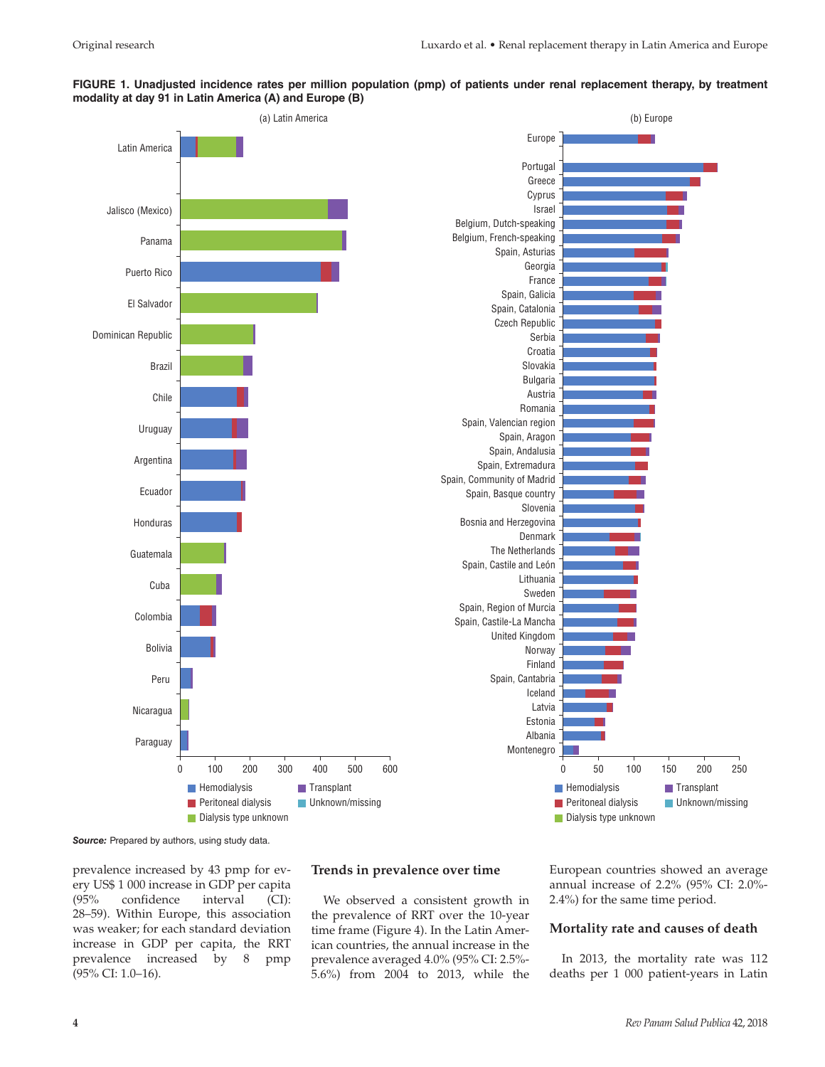**FIGURE 1. Unadjusted incidence rates per million population (pmp) of patients under renal replacement therapy, by treatment modality at day 91 in Latin America (A) and Europe (B)**

*Source:* Prepared by authors, using study data.

prevalence increased by 43 pmp for every US$ 1 000 increase in GDP per capita (95% confidence interval (CI): 28–59). Within Europe, this association was weaker; for each standard deviation increase in GDP per capita, the RRT prevalence increased by 8 pmp (95% CI: 1.0–16).

## Trends in prevalence over time

We observed a consistent growth in the prevalence of RRT over the 10-year time frame (Figure 4). In the Latin American countries, the annual increase in the prevalence averaged 4.0% (95% CI: 2.5%-5.6%) from 2004 to 2013, while the European countries showed an average annual increase of 2.2% (95% CI: 2.0%-2.4%) for the same time period.

## Mortality rate and causes of death

In 2013, the mortality rate was 112 deaths per 1 000 patient-years in Latin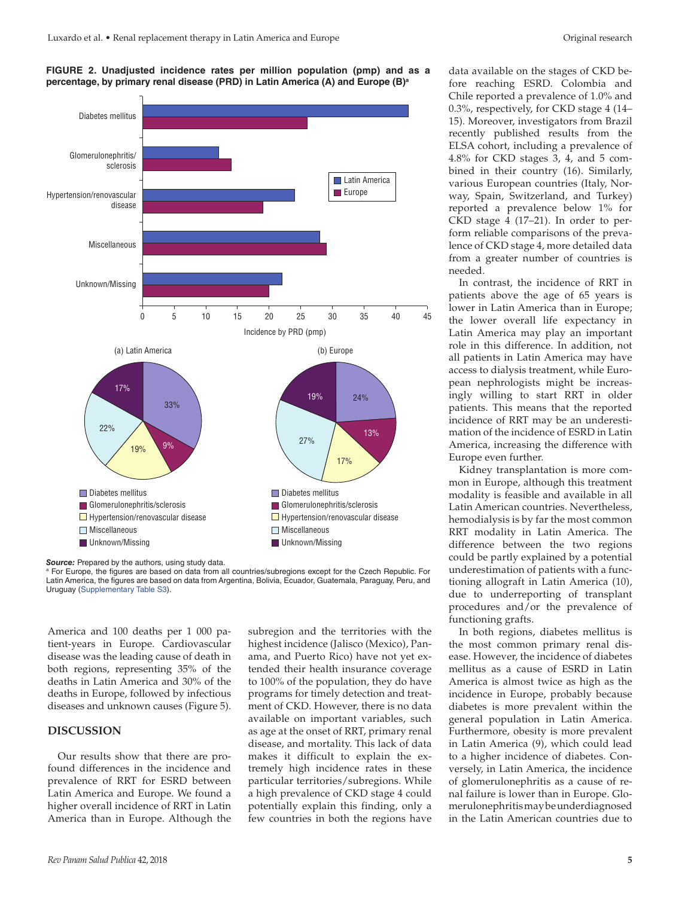**FIGURE 2. Unadjusted incidence rates per million population (pmp) and as a percentage, by primary renal disease (PRD) in Latin America (A) and Europe (B)[a]**

*Source:* Prepared by the authors, using study data.

[a] For Europe, the figures are based on data from all countries/subregions except for the Czech Republic. For Latin America, the figures are based on data from Argentina, Bolivia, Ecuador, Guatemala, Paraguay, Peru, and Uruguay (Supplementary Table S3).

America and 100 deaths per 1 000 patient-years in Europe. Cardiovascular disease was the leading cause of death in both regions, representing 35% of the deaths in Latin America and 30% of the deaths in Europe, followed by infectious diseases and unknown causes (Figure 5).

## DISCUSSION

Our results show that there are profound differences in the incidence and prevalence of RRT for ESRD between Latin America and Europe. We found a higher overall incidence of RRT in Latin America than in Europe. Although the subregion and the territories with the highest incidence (Jalisco (Mexico), Panama, and Puerto Rico) have not yet extended their health insurance coverage to 100% of the population, they do have programs for timely detection and treatment of CKD. However, there is no data available on important variables, such as age at the onset of RRT, primary renal disease, and mortality. This lack of data makes it difficult to explain the extremely high incidence rates in these particular territories/subregions. While a high prevalence of CKD stage 4 could potentially explain this finding, only a few countries in both the regions have data available on the stages of CKD before reaching ESRD. Colombia and Chile reported a prevalence of 1.0% and 0.3%, respectively, for CKD stage 4 (14–15). Moreover, investigators from Brazil recently published results from the ELSA cohort, including a prevalence of 4.8% for CKD stages 3, 4, and 5 combined in their country (16). Similarly, various European countries (Italy, Norway, Spain, Switzerland, and Turkey) reported a prevalence below 1% for CKD stage 4 (17–21). In order to perform reliable comparisons of the prevalence of CKD stage 4, more detailed data from a greater number of countries is needed.

In contrast, the incidence of RRT in patients above the age of 65 years is lower in Latin America than in Europe; the lower overall life expectancy in Latin America may play an important role in this difference. In addition, not all patients in Latin America may have access to dialysis treatment, while European nephrologists might be increasingly willing to start RRT in older patients. This means that the reported incidence of RRT may be an underestimation of the incidence of ESRD in Latin America, increasing the difference with Europe even further.

Kidney transplantation is more common in Europe, although this treatment modality is feasible and available in all Latin American countries. Nevertheless, hemodialysis is by far the most common RRT modality in Latin America. The difference between the two regions could be partly explained by a potential underestimation of patients with a functioning allograft in Latin America (10), due to underreporting of transplant procedures and/or the prevalence of functioning grafts.

In both regions, diabetes mellitus is the most common primary renal disease. However, the incidence of diabetes mellitus as a cause of ESRD in Latin America is almost twice as high as the incidence in Europe, probably because diabetes is more prevalent within the general population in Latin America. Furthermore, obesity is more prevalent in Latin America (9), which could lead to a higher incidence of diabetes. Conversely, in Latin America, the incidence of glomerulonephritis as a cause of renal failure is lower than in Europe. Glomerulonephritis may be underdiagnosed in the Latin American countries due to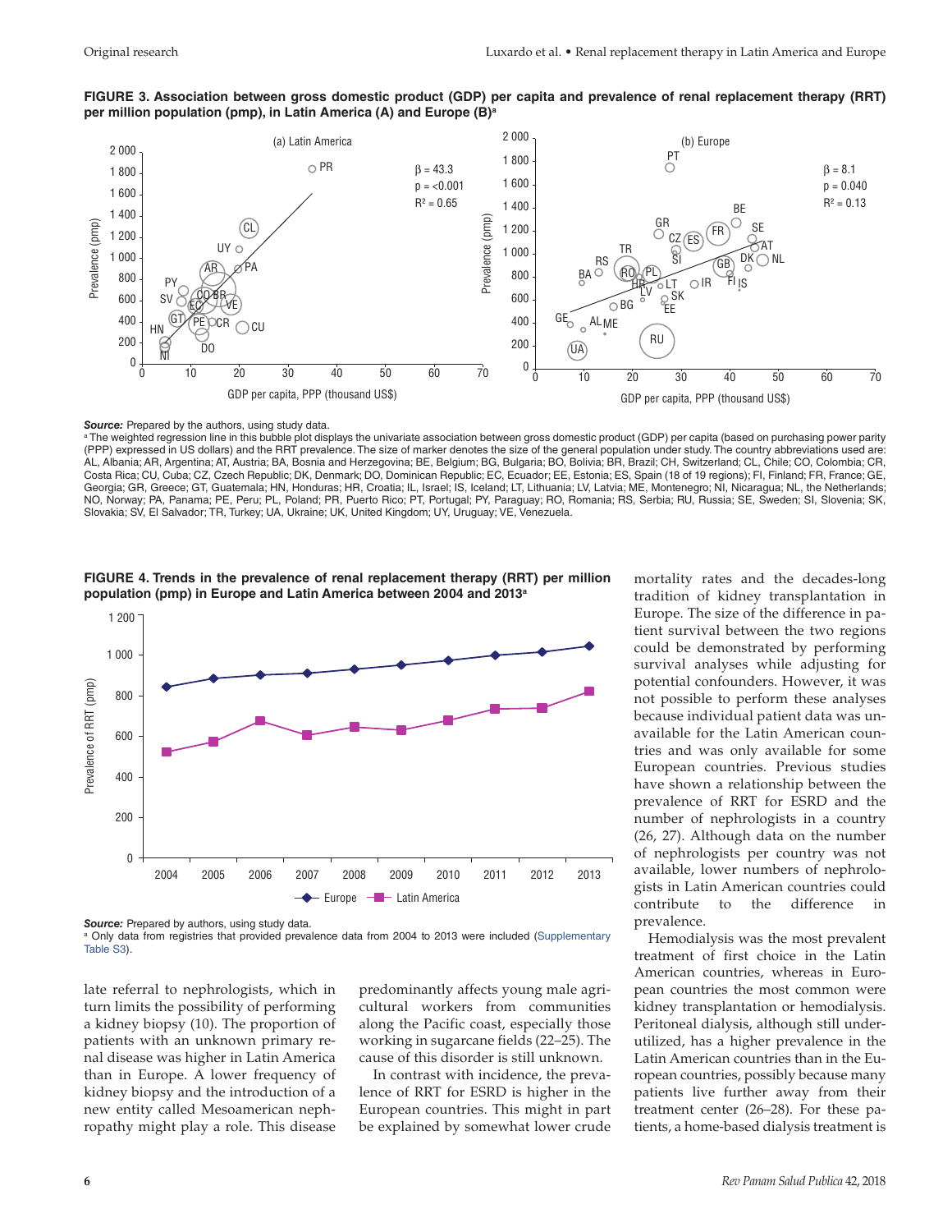**FIGURE 3. Association between gross domestic product (GDP) per capita and prevalence of renal replacement therapy (RRT) per million population (pmp), in Latin America (A) and Europe (B)[a]**

*Source:* Prepared by the authors, using study data.

[a] The weighted regression line in this bubble plot displays the univariate association between gross domestic product (GDP) per capita (based on purchasing power parity (PPP) expressed in US dollars) and the RRT prevalence. The size of marker denotes the size of the general population under study. The country abbreviations used are: AL, Albania; AR, Argentina; AT, Austria; BA, Bosnia and Herzegovina; BE, Belgium; BG, Bulgaria; BO, Bolivia; BR, Brazil; CH, Switzerland; CL, Chile; CO, Colombia; CR, Costa Rica; CU, Cuba; CZ, Czech Republic; DK, Denmark; DO, Dominican Republic; EC, Ecuador; EE, Estonia; ES, Spain (18 of 19 regions); FI, Finland; FR, France; GE, Georgia; GR, Greece; GT, Guatemala; HN, Honduras; HR, Croatia; IL, Israel; IS, Iceland; LT, Lithuania; LV, Latvia; ME, Montenegro; NI, Nicaragua; NL, the Netherlands; NO, Norway; PA, Panama; PE, Peru; PL, Poland; PR, Puerto Rico; PT, Portugal; PY, Paraguay; RO, Romania; RS, Serbia; RU, Russia; SE, Sweden; SI, Slovenia; SK, Slovakia; SV, El Salvador; TR, Turkey; UA, Ukraine; UK, United Kingdom; UY, Uruguay; VE, Venezuela.

**FIGURE 4. Trends in the prevalence of renal replacement therapy (RRT) per million population (pmp) in Europe and Latin America between 2004 and 2013[a]**

*Source:* Prepared by authors, using study data.

[a] Only data from registries that provided prevalence data from 2004 to 2013 were included (Supplementary Table S3).

late referral to nephrologists, which in turn limits the possibility of performing a kidney biopsy (10). The proportion of patients with an unknown primary renal disease was higher in Latin America than in Europe. A lower frequency of kidney biopsy and the introduction of a new entity called Mesoamerican nephropathy might play a role. This disease predominantly affects young male agricultural workers from communities along the Pacific coast, especially those working in sugarcane fields (22–25). The cause of this disorder is still unknown.

In contrast with incidence, the prevalence of RRT for ESRD is higher in the European countries. This might in part be explained by somewhat lower crude mortality rates and the decades-long tradition of kidney transplantation in Europe. The size of the difference in patient survival between the two regions could be demonstrated by performing survival analyses while adjusting for potential confounders. However, it was not possible to perform these analyses because individual patient data was unavailable for the Latin American countries and was only available for some European countries. Previous studies have shown a relationship between the prevalence of RRT for ESRD and the number of nephrologists in a country (26, 27). Although data on the number of nephrologists per country was not available, lower numbers of nephrologists in Latin American countries could contribute to the difference in prevalence.

Hemodialysis was the most prevalent treatment of first choice in the Latin American countries, whereas in European countries the most common were kidney transplantation or hemodialysis. Peritoneal dialysis, although still underutilized, has a higher prevalence in the Latin American countries than in the European countries, possibly because many patients live further away from their treatment center (26–28). For these patients, a home-based dialysis treatment is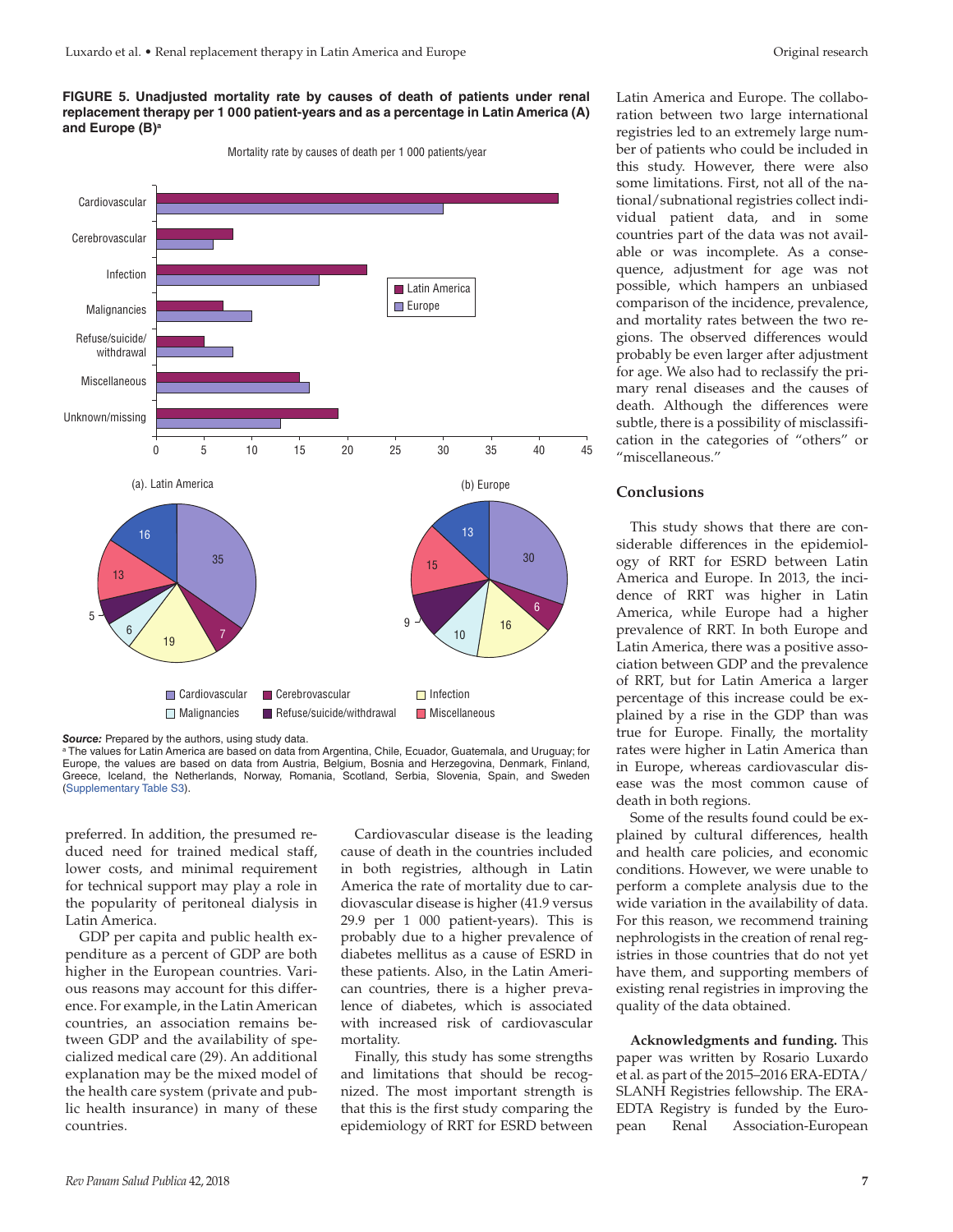**FIGURE 5. Unadjusted mortality rate by causes of death of patients under renal replacement therapy per 1 000 patient-years and as a percentage in Latin America (A) and Europe (B)[a]**

**Source:** Prepared by the authors, using study data.

[a] The values for Latin America are based on data from Argentina, Chile, Ecuador, Guatemala, and Uruguay; for Europe, the values are based on data from Austria, Belgium, Bosnia and Herzegovina, Denmark, Finland, Greece, Iceland, the Netherlands, Norway, Romania, Scotland, Serbia, Slovenia, Spain, and Sweden (Supplementary Table S3).

preferred. In addition, the presumed reduced need for trained medical staff, lower costs, and minimal requirement for technical support may play a role in the popularity of peritoneal dialysis in Latin America.

GDP per capita and public health expenditure as a percent of GDP are both higher in the European countries. Various reasons may account for this difference. For example, in the Latin American countries, an association remains between GDP and the availability of specialized medical care (29). An additional explanation may be the mixed model of the health care system (private and public health insurance) in many of these countries.

Cardiovascular disease is the leading cause of death in the countries included in both registries, although in Latin America the rate of mortality due to cardiovascular disease is higher (41.9 versus 29.9 per 1 000 patient-years). This is probably due to a higher prevalence of diabetes mellitus as a cause of ESRD in these patients. Also, in the Latin American countries, there is a higher prevalence of diabetes, which is associated with increased risk of cardiovascular mortality.

Finally, this study has some strengths and limitations that should be recognized. The most important strength is that this is the first study comparing the epidemiology of RRT for ESRD between Latin America and Europe. The collaboration between two large international registries led to an extremely large number of patients who could be included in this study. However, there were also some limitations. First, not all of the national/subnational registries collect individual patient data, and in some countries part of the data was not available or was incomplete. As a consequence, adjustment for age was not possible, which hampers an unbiased comparison of the incidence, prevalence, and mortality rates between the two regions. The observed differences would probably be even larger after adjustment for age. We also had to reclassify the primary renal diseases and the causes of death. Although the differences were subtle, there is a possibility of misclassification in the categories of "others" or "miscellaneous."

## Conclusions

This study shows that there are considerable differences in the epidemiology of RRT for ESRD between Latin America and Europe. In 2013, the incidence of RRT was higher in Latin America, while Europe had a higher prevalence of RRT. In both Europe and Latin America, there was a positive association between GDP and the prevalence of RRT, but for Latin America a larger percentage of this increase could be explained by a rise in the GDP than was true for Europe. Finally, the mortality rates were higher in Latin America than in Europe, whereas cardiovascular disease was the most common cause of death in both regions.

Some of the results found could be explained by cultural differences, health and health care policies, and economic conditions. However, we were unable to perform a complete analysis due to the wide variation in the availability of data. For this reason, we recommend training nephrologists in the creation of renal registries in those countries that do not yet have them, and supporting members of existing renal registries in improving the quality of the data obtained.

**Acknowledgments and funding.** This paper was written by Rosario Luxardo et al. as part of the 2015–2016 ERA-EDTA/SLANH Registries fellowship. The ERA-EDTA Registry is funded by the European Renal Association-European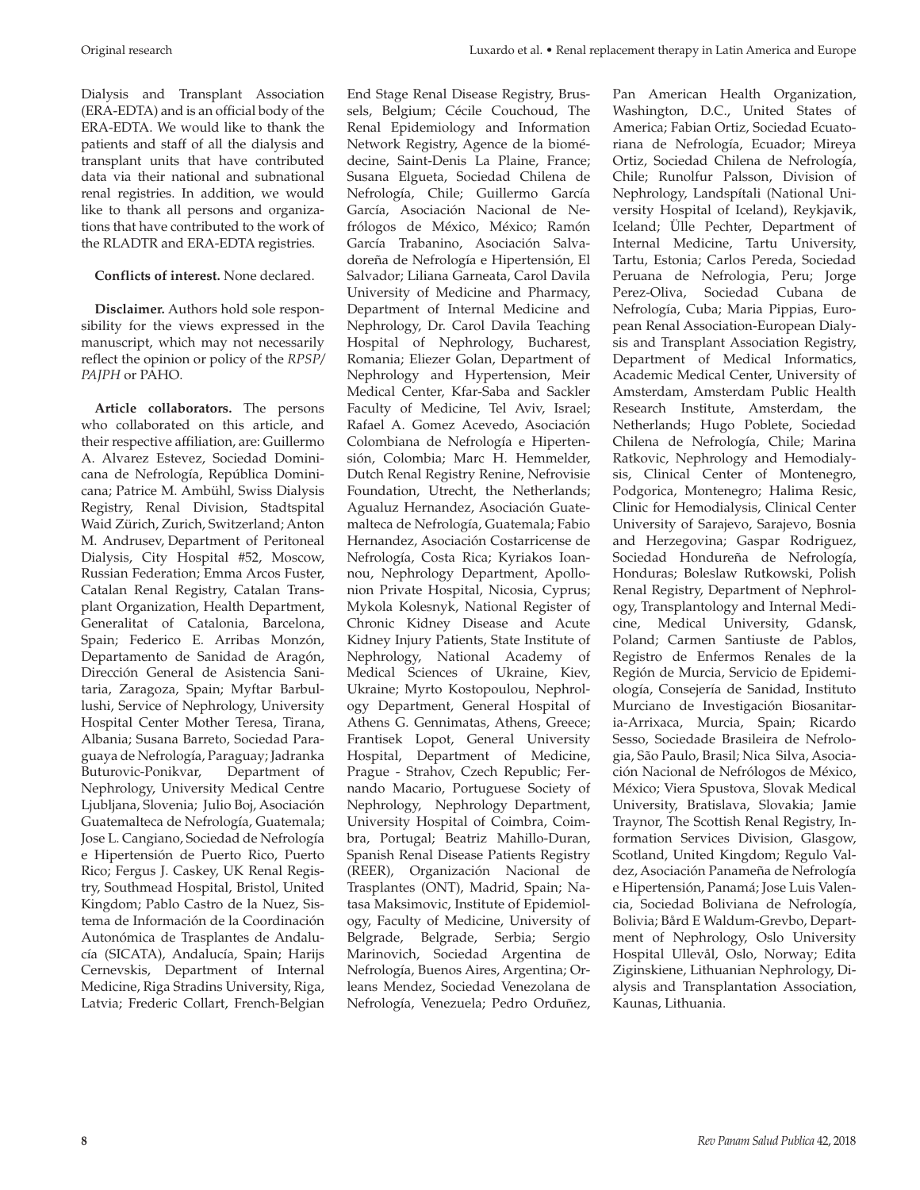Dialysis and Transplant Association (ERA-EDTA) and is an official body of the ERA-EDTA. We would like to thank the patients and staff of all the dialysis and transplant units that have contributed data via their national and subnational renal registries. In addition, we would like to thank all persons and organizations that have contributed to the work of the RLADTR and ERA-EDTA registries.

**Conflicts of interest.** None declared.

**Disclaimer.** Authors hold sole responsibility for the views expressed in the manuscript, which may not necessarily reflect the opinion or policy of the *RPSP/PAJPH* or PAHO.

**Article collaborators.** The persons who collaborated on this article, and their respective affiliation, are: Guillermo A. Alvarez Estevez, Sociedad Dominicana de Nefrología, República Dominicana; Patrice M. Ambühl, Swiss Dialysis Registry, Renal Division, Stadtspital Waid Zürich, Zurich, Switzerland; Anton M. Andrusev, Department of Peritoneal Dialysis, City Hospital #52, Moscow, Russian Federation; Emma Arcos Fuster, Catalan Renal Registry, Catalan Transplant Organization, Health Department, Generalitat of Catalonia, Barcelona, Spain; Federico E. Arribas Monzón, Departamento de Sanidad de Aragón, Dirección General de Asistencia Sanitaria, Zaragoza, Spain; Myftar Barbullushi, Service of Nephrology, University Hospital Center Mother Teresa, Tirana, Albania; Susana Barreto, Sociedad Paraguaya de Nefrología, Paraguay; Jadranka Buturovic-Ponikvar, Department of Nephrology, University Medical Centre Ljubljana, Slovenia; Julio Boj, Asociación Guatemalteca de Nefrología, Guatemala; Jose L. Cangiano, Sociedad de Nefrología e Hipertensión de Puerto Rico, Puerto Rico; Fergus J. Caskey, UK Renal Registry, Southmead Hospital, Bristol, United Kingdom; Pablo Castro de la Nuez, Sistema de Información de la Coordinación Autonómica de Trasplantes de Andalucía (SICATA), Andalucía, Spain; Harijs Cernevskis, Department of Internal Medicine, Riga Stradins University, Riga, Latvia; Frederic Collart, French-Belgian End Stage Renal Disease Registry, Brussels, Belgium; Cécile Couchoud, The Renal Epidemiology and Information Network Registry, Agence de la biomédecine, Saint-Denis La Plaine, France; Susana Elgueta, Sociedad Chilena de Nefrología, Chile; Guillermo García García, Asociación Nacional de Nefrólogos de México, México; Ramón García Trabanino, Asociación Salvadoreña de Nefrología e Hipertensión, El Salvador; Liliana Garneata, Carol Davila University of Medicine and Pharmacy, Department of Internal Medicine and Nephrology, Dr. Carol Davila Teaching Hospital of Nephrology, Bucharest, Romania; Eliezer Golan, Department of Nephrology and Hypertension, Meir Medical Center, Kfar-Saba and Sackler Faculty of Medicine, Tel Aviv, Israel; Rafael A. Gomez Acevedo, Asociación Colombiana de Nefrología e Hipertensión, Colombia; Marc H. Hemmelder, Dutch Renal Registry Renine, Nefrovisie Foundation, Utrecht, the Netherlands; Agualuz Hernandez, Asociación Guatemalteca de Nefrología, Guatemala; Fabio Hernandez, Asociación Costarricense de Nefrología, Costa Rica; Kyriakos Ioannou, Nephrology Department, Apollonion Private Hospital, Nicosia, Cyprus; Mykola Kolesnyk, National Register of Chronic Kidney Disease and Acute Kidney Injury Patients, State Institute of Nephrology, National Academy of Medical Sciences of Ukraine, Kiev, Ukraine; Myrto Kostopoulou, Nephrology Department, General Hospital of Athens G. Gennimatas, Athens, Greece; Frantisek Lopot, General University Hospital, Department of Medicine, Prague - Strahov, Czech Republic; Fernando Macario, Portuguese Society of Nephrology, Nephrology Department, University Hospital of Coimbra, Coimbra, Portugal; Beatriz Mahillo-Duran, Spanish Renal Disease Patients Registry (REER), Organización Nacional de Trasplantes (ONT), Madrid, Spain; Natasa Maksimovic, Institute of Epidemiology, Faculty of Medicine, University of Belgrade, Belgrade, Serbia; Sergio Marinovich, Sociedad Argentina de Nefrología, Buenos Aires, Argentina; Orleans Mendez, Sociedad Venezolana de Nefrología, Venezuela; Pedro Orduñez, Pan American Health Organization, Washington, D.C., United States of America; Fabian Ortiz, Sociedad Ecuatoriana de Nefrología, Ecuador; Mireya Ortiz, Sociedad Chilena de Nefrología, Chile; Runolfur Palsson, Division of Nephrology, Landspítali (National University Hospital of Iceland), Reykjavik, Iceland; Ülle Pechter, Department of Internal Medicine, Tartu University, Tartu, Estonia; Carlos Pereda, Sociedad Peruana de Nefrologia, Peru; Jorge Perez-Oliva, Sociedad Cubana de Nefrología, Cuba; Maria Pippias, European Renal Association-European Dialysis and Transplant Association Registry, Department of Medical Informatics, Academic Medical Center, University of Amsterdam, Amsterdam Public Health Research Institute, Amsterdam, the Netherlands; Hugo Poblete, Sociedad Chilena de Nefrología, Chile; Marina Ratkovic, Nephrology and Hemodialysis, Clinical Center of Montenegro, Podgorica, Montenegro; Halima Resic, Clinic for Hemodialysis, Clinical Center University of Sarajevo, Sarajevo, Bosnia and Herzegovina; Gaspar Rodriguez, Sociedad Hondureña de Nefrología, Honduras; Boleslaw Rutkowski, Polish Renal Registry, Department of Nephrology, Transplantology and Internal Medicine, Medical University, Gdansk, Poland; Carmen Santiuste de Pablos, Registro de Enfermos Renales de la Región de Murcia, Servicio de Epidemiología, Consejería de Sanidad, Instituto Murciano de Investigación Biosanitaria-Arrixaca, Murcia, Spain; Ricardo Sesso, Sociedade Brasileira de Nefrologia, São Paulo, Brasil; Nica Silva, Asociación Nacional de Nefrólogos de México, México; Viera Spustova, Slovak Medical University, Bratislava, Slovakia; Jamie Traynor, The Scottish Renal Registry, Information Services Division, Glasgow, Scotland, United Kingdom; Regulo Valdez, Asociación Panameña de Nefrología e Hipertensión, Panamá; Jose Luis Valencia, Sociedad Boliviana de Nefrología, Bolivia; Bård E Waldum-Grevbo, Department of Nephrology, Oslo University Hospital Ullevål, Oslo, Norway; Edita Ziginskiene, Lithuanian Nephrology, Dialysis and Transplantation Association, Kaunas, Lithuania.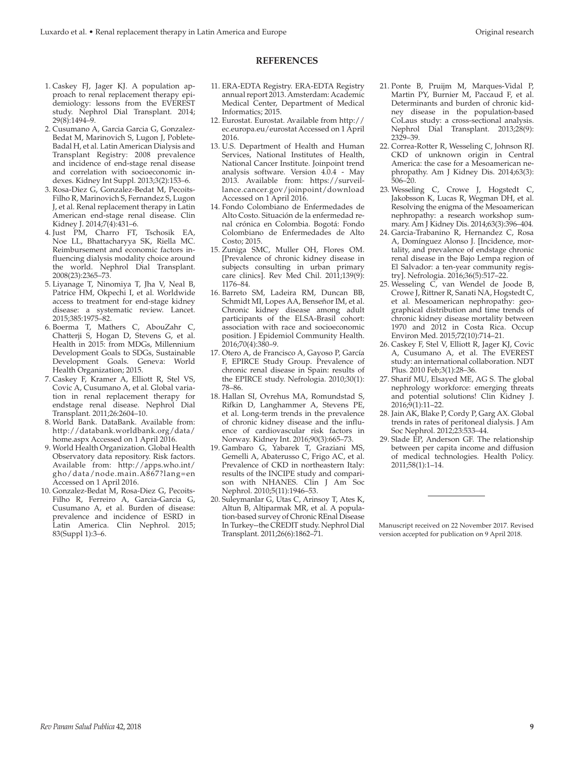## REFERENCES

1. Caskey FJ, Jager KJ. A population approach to renal replacement therapy epidemiology: lessons from the EVEREST study. Nephrol Dial Transplant. 2014; 29(8):1494–9.
2. Cusumano A, Garcia Garcia G, Gonzalez-Bedat M, Marinovich S, Lugon J, Poblete-Badal H, et al. Latin American Dialysis and Transplant Registry: 2008 prevalence and incidence of end-stage renal disease and correlation with socioeconomic indexes. Kidney Int Suppl. 2013;3(2):153–6.
3. Rosa-Diez G, Gonzalez-Bedat M, Pecoits-Filho R, Marinovich S, Fernandez S, Lugon J, et al. Renal replacement therapy in Latin American end-stage renal disease. Clin Kidney J. 2014;7(4):431–6.
4. Just PM, Charro FT, Tschosik EA, Noe LL, Bhattacharyya SK, Riella MC. Reimbursement and economic factors influencing dialysis modality choice around the world. Nephrol Dial Transplant. 2008(23):2365–73.
5. Liyanage T, Ninomiya T, Jha V, Neal B, Patrice HM, Okpechi I, et al. Worldwide access to treatment for end-stage kidney disease: a systematic review. Lancet. 2015;385:1975–82.
6. Boerma T, Mathers C, AbouZahr C, Chatterji S, Hogan D, Stevens G, et al. Health in 2015: from MDGs, Millennium Development Goals to SDGs, Sustainable Development Goals. Geneva: World Health Organization; 2015.
7. Caskey F, Kramer A, Elliott R, Stel VS, Covic A, Cusumano A, et al. Global variation in renal replacement therapy for endstage renal disease. Nephrol Dial Transplant. 2011;26:2604–10.
8. World Bank. DataBank. Available from: http://databank.worldbank.org/data/home.aspx Accessed on 1 April 2016.
9. World Health Organization. Global Health Observatory data repository. Risk factors. Available from: http://apps.who.int/gho/data/node.main.A867?lang=en Accessed on 1 April 2016.
10. Gonzalez-Bedat M, Rosa-Diez G, Pecoits-Filho R, Ferreiro A, Garcia-Garcia G, Cusumano A, et al. Burden of disease: prevalence and incidence of ESRD in Latin America. Clin Nephrol. 2015; 83(Suppl 1):3–6.
11. ERA-EDTA Registry. ERA-EDTA Registry annual report 2013. Amsterdam: Academic Medical Center, Department of Medical Informatics; 2015.
12. Eurostat. Eurostat. Available from http://ec.europa.eu/eurostat Accessed on 1 April 2016.
13. U.S. Department of Health and Human Services, National Institutes of Health, National Cancer Institute. Joinpoint trend analysis software. Version 4.0.4 - May 2013. Available from: https://surveillance.cancer.gov/joinpoint/download Accessed on 1 April 2016.
14. Fondo Colombiano de Enfermedades de Alto Costo. Situación de la enfermedad renal crónica en Colombia. Bogotá: Fondo Colombiano de Enfermedades de Alto Costo; 2015.
15. Zuniga SMC, Muller OH, Flores OM. [Prevalence of chronic kidney disease in subjects consulting in urban primary care clinics]. Rev Med Chil. 2011;139(9): 1176–84.
16. Barreto SM, Ladeira RM, Duncan BB, Schmidt MI, Lopes AA, Benseñor IM, et al. Chronic kidney disease among adult participants of the ELSA-Brasil cohort: association with race and socioeconomic position. J Epidemiol Community Health. 2016;70(4):380–9.
17. Otero A, de Francisco A, Gayoso P, García F, EPIRCE Study Group. Prevalence of chronic renal disease in Spain: results of the EPIRCE study. Nefrologia. 2010;30(1): 78–86.
18. Hallan SI, Ovrehus MA, Romundstad S, Rifkin D, Langhammer A, Stevens PE, et al. Long-term trends in the prevalence of chronic kidney disease and the influence of cardiovascular risk factors in Norway. Kidney Int. 2016;90(3):665–73.
19. Gambaro G, Yabarek T, Graziani MS, Gemelli A, Abaterusso C, Frigo AC, et al. Prevalence of CKD in northeastern Italy: results of the INCIPE study and comparison with NHANES. Clin J Am Soc Nephrol. 2010;5(11):1946–53.
20. Suleymanlar G, Utas C, Arinsoy T, Ates K, Altun B, Altiparmak MR, et al. A population-based survey of Chronic REnal Disease In Turkey--the CREDIT study. Nephrol Dial Transplant. 2011;26(6):1862–71.
21. Ponte B, Pruijm M, Marques-Vidal P, Martin PY, Burnier M, Paccaud F, et al. Determinants and burden of chronic kidney disease in the population-based CoLaus study: a cross-sectional analysis. Nephrol Dial Transplant. 2013;28(9): 2329–39.
22. Correa-Rotter R, Wesseling C, Johnson RJ. CKD of unknown origin in Central America: the case for a Mesoamerican nephropathy. Am J Kidney Dis. 2014;63(3): 506–20.
23. Wesseling C, Crowe J, Hogstedt C, Jakobsson K, Lucas R, Wegman DH, et al. Resolving the enigma of the Mesoamerican nephropathy: a research workshop summary. Am J Kidney Dis. 2014;63(3):396–404.
24. Garcia-Trabanino R, Hernandez C, Rosa A, Domínguez Alonso J. [Incidence, mortality, and prevalence of endstage chronic renal disease in the Bajo Lempa region of El Salvador: a ten-year community registry]. Nefrologia. 2016;36(5):517–22.
25. Wesseling C, van Wendel de Joode B, Crowe J, Rittner R, Sanati NA, Hogstedt C, et al. Mesoamerican nephropathy: geographical distribution and time trends of chronic kidney disease mortality between 1970 and 2012 in Costa Rica. Occup Environ Med. 2015;72(10):714–21.
26. Caskey F, Stel V, Elliott R, Jager KJ, Covic A, Cusumano A, et al. The EVEREST study: an international collaboration. NDT Plus. 2010 Feb;3(1):28–36.
27. Sharif MU, Elsayed ME, AG S. The global nephrology workforce: emerging threats and potential solutions! Clin Kidney J. 2016;9(1):11–22.
28. Jain AK, Blake P, Cordy P, Garg AX. Global trends in rates of peritoneal dialysis. J Am Soc Nephrol. 2012;23:533–44.
29. Slade EP, Anderson GF. The relationship between per capita income and diffusion of medical technologies. Health Policy. 2011;58(1):1–14.

---

Manuscript received on 22 November 2017. Revised version accepted for publication on 9 April 2018.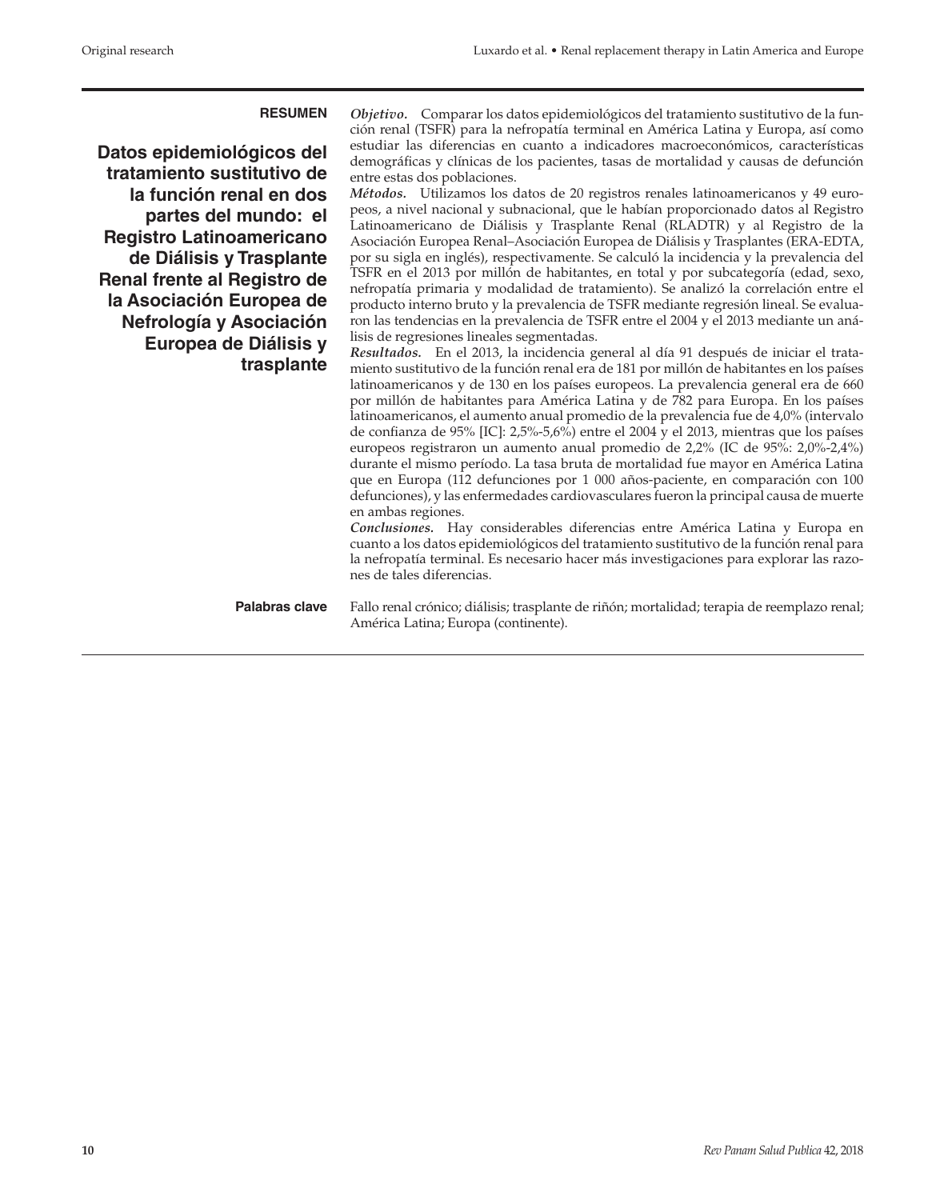## RESUMEN

### Datos epidemiológicos del tratamiento sustitutivo de la función renal en dos partes del mundo: el Registro Latinoamericano de Diálisis y Trasplante Renal frente al Registro de la Asociación Europea de Nefrología y Asociación Europea de Diálisis y trasplante

***Objetivo.*** Comparar los datos epidemiológicos del tratamiento sustitutivo de la función renal (TSFR) para la nefropatía terminal en América Latina y Europa, así como estudiar las diferencias en cuanto a indicadores macroeconómicos, características demográficas y clínicas de los pacientes, tasas de mortalidad y causas de defunción entre estas dos poblaciones.

***Métodos.*** Utilizamos los datos de 20 registros renales latinoamericanos y 49 europeos, a nivel nacional y subnacional, que le habían proporcionado datos al Registro Latinoamericano de Diálisis y Trasplante Renal (RLADTR) y al Registro de la Asociación Europea Renal–Asociación Europea de Diálisis y Trasplantes (ERA-EDTA, por su sigla en inglés), respectivamente. Se calculó la incidencia y la prevalencia del TSFR en el 2013 por millón de habitantes, en total y por subcategoría (edad, sexo, nefropatía primaria y modalidad de tratamiento). Se analizó la correlación entre el producto interno bruto y la prevalencia de TSFR mediante regresión lineal. Se evaluaron las tendencias en la prevalencia de TSFR entre el 2004 y el 2013 mediante un análisis de regresiones lineales segmentadas.

***Resultados.*** En el 2013, la incidencia general al día 91 después de iniciar el tratamiento sustitutivo de la función renal era de 181 por millón de habitantes en los países latinoamericanos y de 130 en los países europeos. La prevalencia general era de 660 por millón de habitantes para América Latina y de 782 para Europa. En los países latinoamericanos, el aumento anual promedio de la prevalencia fue de 4,0% (intervalo de confianza de 95% [IC]: 2,5%-5,6%) entre el 2004 y el 2013, mientras que los países europeos registraron un aumento anual promedio de 2,2% (IC de 95%: 2,0%-2,4%) durante el mismo período. La tasa bruta de mortalidad fue mayor en América Latina que en Europa (112 defunciones por 1 000 años-paciente, en comparación con 100 defunciones), y las enfermedades cardiovasculares fueron la principal causa de muerte en ambas regiones.

***Conclusiones.*** Hay considerables diferencias entre América Latina y Europa en cuanto a los datos epidemiológicos del tratamiento sustitutivo de la función renal para la nefropatía terminal. Es necesario hacer más investigaciones para explorar las razones de tales diferencias.

**Palabras clave** Fallo renal crónico; diálisis; trasplante de riñón; mortalidad; terapia de reemplazo renal; América Latina; Europa (continente).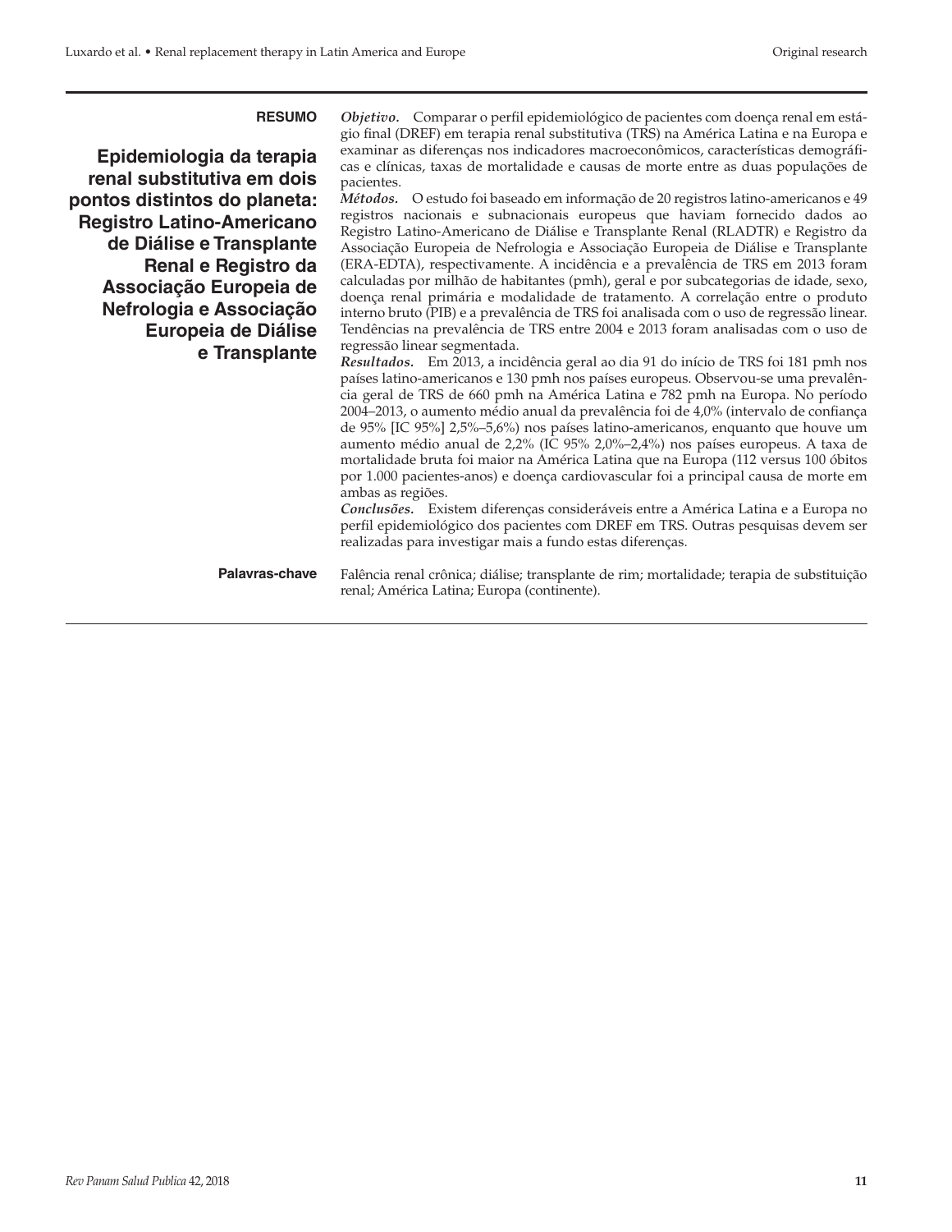## RESUMO

### Epidemiologia da terapia renal substitutiva em dois pontos distintos do planeta: Registro Latino-Americano de Diálise e Transplante Renal e Registro da Associação Europeia de Nefrologia e Associação Europeia de Diálise e Transplante

***Objetivo.*** Comparar o perfil epidemiológico de pacientes com doença renal em estágio final (DREF) em terapia renal substitutiva (TRS) na América Latina e na Europa e examinar as diferenças nos indicadores macroeconômicos, características demográficas e clínicas, taxas de mortalidade e causas de morte entre as duas populações de pacientes.

***Métodos.*** O estudo foi baseado em informação de 20 registros latino-americanos e 49 registros nacionais e subnacionais europeus que haviam fornecido dados ao Registro Latino-Americano de Diálise e Transplante Renal (RLADTR) e Registro da Associação Europeia de Nefrologia e Associação Europeia de Diálise e Transplante (ERA-EDTA), respectivamente. A incidência e a prevalência de TRS em 2013 foram calculadas por milhão de habitantes (pmh), geral e por subcategorias de idade, sexo, doença renal primária e modalidade de tratamento. A correlação entre o produto interno bruto (PIB) e a prevalência de TRS foi analisada com o uso de regressão linear. Tendências na prevalência de TRS entre 2004 e 2013 foram analisadas com o uso de regressão linear segmentada.

***Resultados.*** Em 2013, a incidência geral ao dia 91 do início de TRS foi 181 pmh nos países latino-americanos e 130 pmh nos países europeus. Observou-se uma prevalência geral de TRS de 660 pmh na América Latina e 782 pmh na Europa. No período 2004–2013, o aumento médio anual da prevalência foi de 4,0% (intervalo de confiança de 95% [IC 95%] 2,5%–5,6%) nos países latino-americanos, enquanto que houve um aumento médio anual de 2,2% (IC 95% 2,0%–2,4%) nos países europeus. A taxa de mortalidade bruta foi maior na América Latina que na Europa (112 versus 100 óbitos por 1.000 pacientes-anos) e doença cardiovascular foi a principal causa de morte em ambas as regiões.

***Conclusões.*** Existem diferenças consideráveis entre a América Latina e a Europa no perfil epidemiológico dos pacientes com DREF em TRS. Outras pesquisas devem ser realizadas para investigar mais a fundo estas diferenças.

**Palavras-chave** Falência renal crônica; diálise; transplante de rim; mortalidade; terapia de substituição renal; América Latina; Europa (continente).